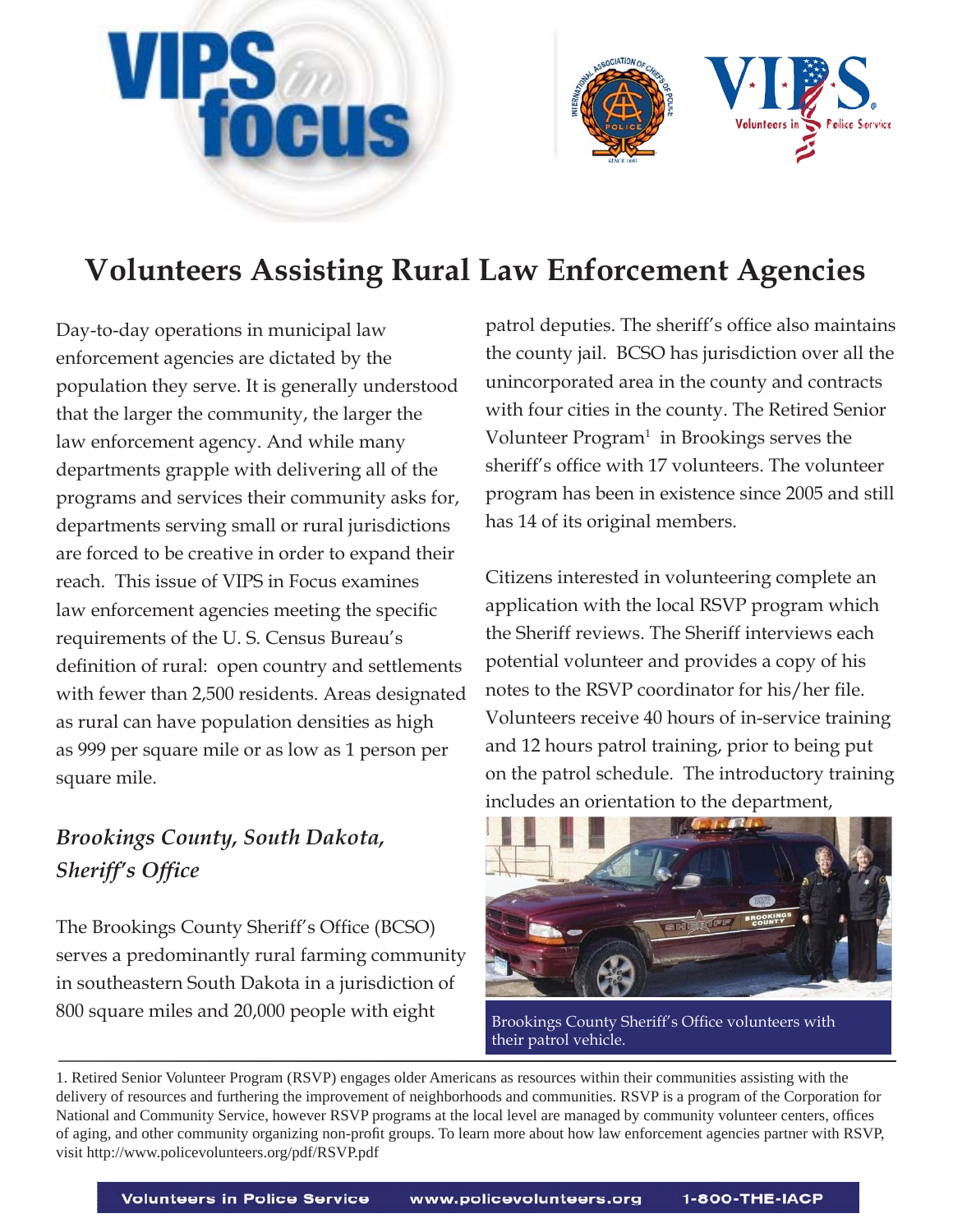# Volunteers Assisting Rural Law Enforcement Agencies

Day-to-day operations in municipal law enforcement agencies are dictated by the population they serve. It is generally understood that the larger the community, the larger the law enforcement agency. And while many departments grapple with delivering all of the programs and services their community asks for, departments serving small or rural jurisdictions are forced to be creative in order to expand their reach. This issue of VIPS in Focus examines law enforcement agencies meeting the specific requirements of the U. S. Census Bureau's definition of rural: open country and settlements with fewer than 2,500 residents. Areas designated as rural can have population densities as high as 999 per square mile or as low as 1 person per square mile.

## *Brookings County, South Dakota, Sheriff's Office*

The Brookings County Sheriff's Office (BCSO) serves a predominantly rural farming community in southeastern South Dakota in a jurisdiction of 800 square miles and 20,000 people with eight patrol deputies. The sheriff's office also maintains the county jail. BCSO has jurisdiction over all the unincorporated area in the county and contracts with four cities in the county. The Retired Senior Volunteer Program[1] in Brookings serves the sheriff's office with 17 volunteers. The volunteer program has been in existence since 2005 and still has 14 of its original members.

Citizens interested in volunteering complete an application with the local RSVP program which the Sheriff reviews. The Sheriff interviews each potential volunteer and provides a copy of his notes to the RSVP coordinator for his/her file. Volunteers receive 40 hours of in-service training and 12 hours patrol training, prior to being put on the patrol schedule. The introductory training includes an orientation to the department,

Brookings County Sheriff's Office volunteers with their patrol vehicle.

1. Retired Senior Volunteer Program (RSVP) engages older Americans as resources within their communities assisting with the delivery of resources and furthering the improvement of neighborhoods and communities. RSVP is a program of the Corporation for National and Community Service, however RSVP programs at the local level are managed by community volunteer centers, offices of aging, and other community organizing non-profit groups. To learn more about how law enforcement agencies partner with RSVP, visit http://www.policevolunteers.org/pdf/RSVP.pdf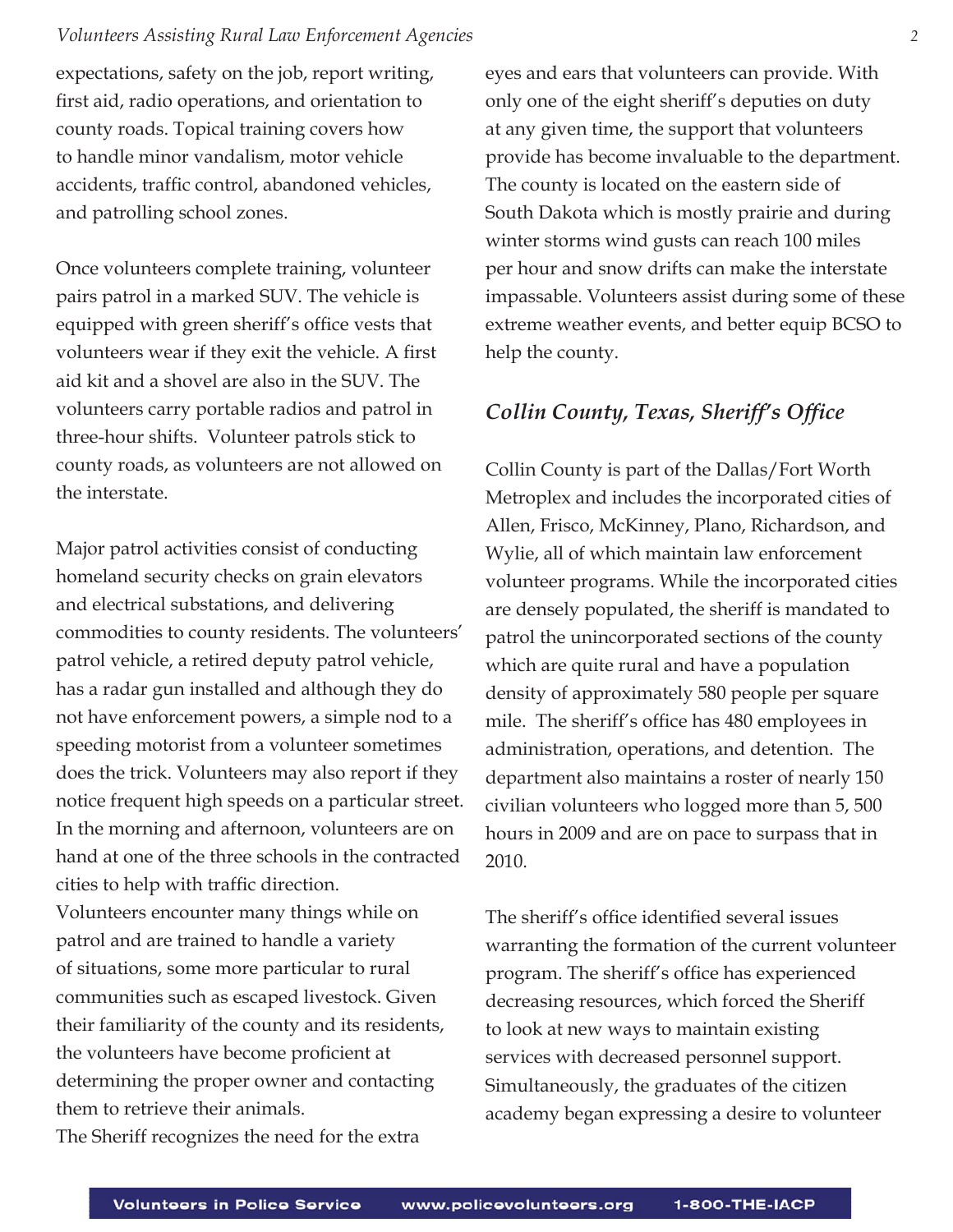expectations, safety on the job, report writing, first aid, radio operations, and orientation to county roads. Topical training covers how to handle minor vandalism, motor vehicle accidents, traffic control, abandoned vehicles, and patrolling school zones.

Once volunteers complete training, volunteer pairs patrol in a marked SUV. The vehicle is equipped with green sheriff's office vests that volunteers wear if they exit the vehicle. A first aid kit and a shovel are also in the SUV. The volunteers carry portable radios and patrol in three-hour shifts. Volunteer patrols stick to county roads, as volunteers are not allowed on the interstate.

Major patrol activities consist of conducting homeland security checks on grain elevators and electrical substations, and delivering commodities to county residents. The volunteers' patrol vehicle, a retired deputy patrol vehicle, has a radar gun installed and although they do not have enforcement powers, a simple nod to a speeding motorist from a volunteer sometimes does the trick. Volunteers may also report if they notice frequent high speeds on a particular street. In the morning and afternoon, volunteers are on hand at one of the three schools in the contracted cities to help with traffic direction.

Volunteers encounter many things while on patrol and are trained to handle a variety of situations, some more particular to rural communities such as escaped livestock. Given their familiarity of the county and its residents, the volunteers have become proficient at determining the proper owner and contacting them to retrieve their animals.

The Sheriff recognizes the need for the extra eyes and ears that volunteers can provide. With only one of the eight sheriff's deputies on duty at any given time, the support that volunteers provide has become invaluable to the department. The county is located on the eastern side of South Dakota which is mostly prairie and during winter storms wind gusts can reach 100 miles per hour and snow drifts can make the interstate impassable. Volunteers assist during some of these extreme weather events, and better equip BCSO to help the county.

## *Collin County, Texas, Sheriff's Office*

Collin County is part of the Dallas/Fort Worth Metroplex and includes the incorporated cities of Allen, Frisco, McKinney, Plano, Richardson, and Wylie, all of which maintain law enforcement volunteer programs. While the incorporated cities are densely populated, the sheriff is mandated to patrol the unincorporated sections of the county which are quite rural and have a population density of approximately 580 people per square mile. The sheriff's office has 480 employees in administration, operations, and detention. The department also maintains a roster of nearly 150 civilian volunteers who logged more than 5, 500 hours in 2009 and are on pace to surpass that in 2010.

The sheriff's office identified several issues warranting the formation of the current volunteer program. The sheriff's office has experienced decreasing resources, which forced the Sheriff to look at new ways to maintain existing services with decreased personnel support. Simultaneously, the graduates of the citizen academy began expressing a desire to volunteer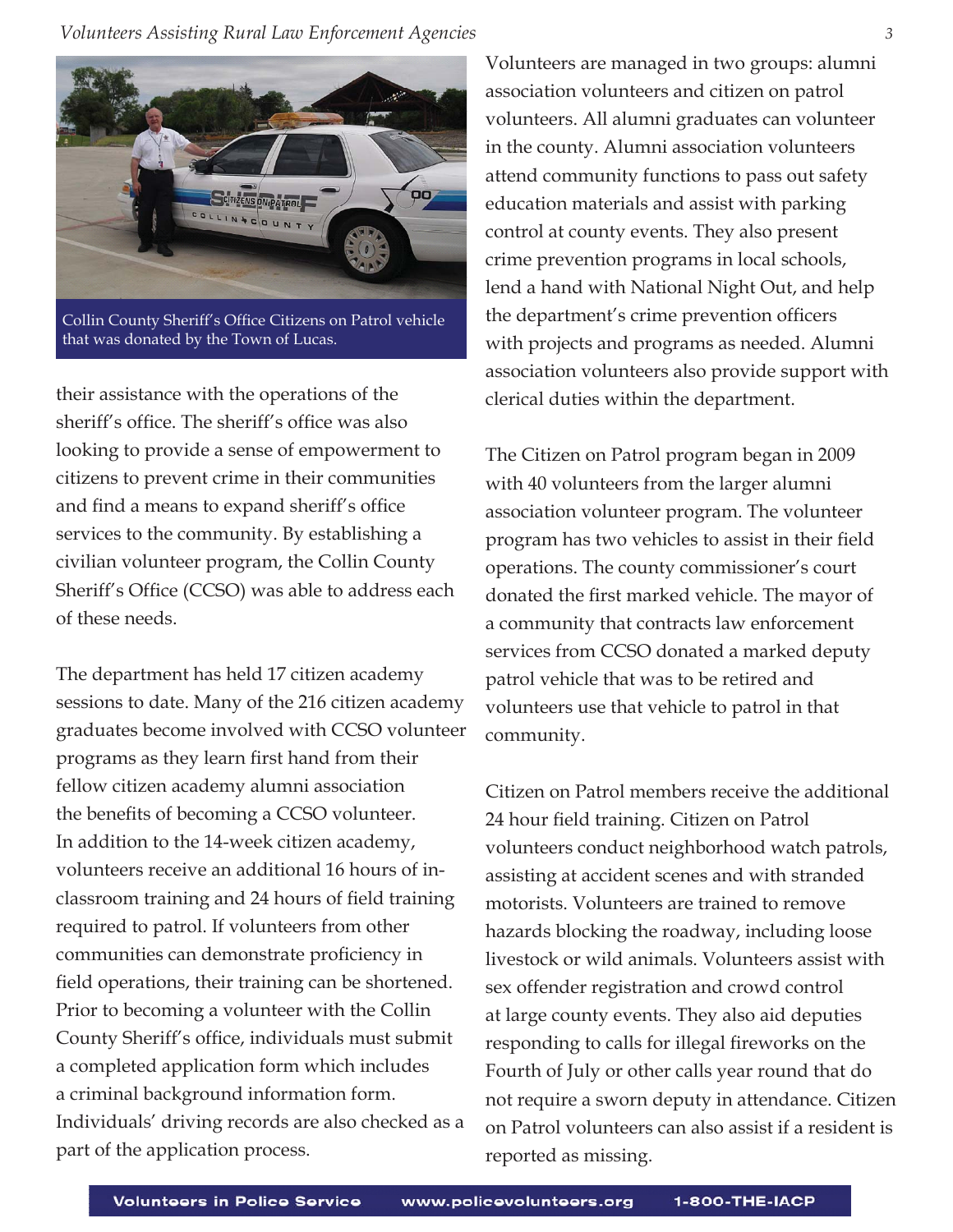Collin County Sheriff's Office Citizens on Patrol vehicle that was donated by the Town of Lucas.

their assistance with the operations of the sheriff's office. The sheriff's office was also looking to provide a sense of empowerment to citizens to prevent crime in their communities and find a means to expand sheriff's office services to the community. By establishing a civilian volunteer program, the Collin County Sheriff's Office (CCSO) was able to address each of these needs.

The department has held 17 citizen academy sessions to date. Many of the 216 citizen academy graduates become involved with CCSO volunteer programs as they learn first hand from their fellow citizen academy alumni association the benefits of becoming a CCSO volunteer. In addition to the 14-week citizen academy, volunteers receive an additional 16 hours of in-classroom training and 24 hours of field training required to patrol. If volunteers from other communities can demonstrate proficiency in field operations, their training can be shortened. Prior to becoming a volunteer with the Collin County Sheriff's office, individuals must submit a completed application form which includes a criminal background information form. Individuals' driving records are also checked as a part of the application process.

Volunteers are managed in two groups: alumni association volunteers and citizen on patrol volunteers. All alumni graduates can volunteer in the county. Alumni association volunteers attend community functions to pass out safety education materials and assist with parking control at county events. They also present crime prevention programs in local schools, lend a hand with National Night Out, and help the department's crime prevention officers with projects and programs as needed. Alumni association volunteers also provide support with clerical duties within the department.

The Citizen on Patrol program began in 2009 with 40 volunteers from the larger alumni association volunteer program. The volunteer program has two vehicles to assist in their field operations. The county commissioner's court donated the first marked vehicle. The mayor of a community that contracts law enforcement services from CCSO donated a marked deputy patrol vehicle that was to be retired and volunteers use that vehicle to patrol in that community.

Citizen on Patrol members receive the additional 24 hour field training. Citizen on Patrol volunteers conduct neighborhood watch patrols, assisting at accident scenes and with stranded motorists. Volunteers are trained to remove hazards blocking the roadway, including loose livestock or wild animals. Volunteers assist with sex offender registration and crowd control at large county events. They also aid deputies responding to calls for illegal fireworks on the Fourth of July or other calls year round that do not require a sworn deputy in attendance. Citizen on Patrol volunteers can also assist if a resident is reported as missing.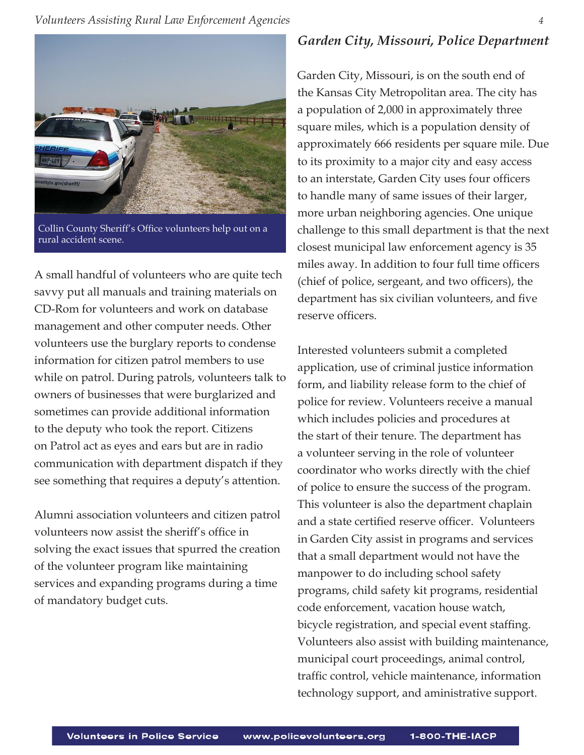Collin County Sheriff's Office volunteers help out on a rural accident scene.

A small handful of volunteers who are quite tech savvy put all manuals and training materials on CD-Rom for volunteers and work on database management and other computer needs. Other volunteers use the burglary reports to condense information for citizen patrol members to use while on patrol. During patrols, volunteers talk to owners of businesses that were burglarized and sometimes can provide additional information to the deputy who took the report. Citizens on Patrol act as eyes and ears but are in radio communication with department dispatch if they see something that requires a deputy's attention.

Alumni association volunteers and citizen patrol volunteers now assist the sheriff's office in solving the exact issues that spurred the creation of the volunteer program like maintaining services and expanding programs during a time of mandatory budget cuts.

## *Garden City, Missouri, Police Department*

Garden City, Missouri, is on the south end of the Kansas City Metropolitan area. The city has a population of 2,000 in approximately three square miles, which is a population density of approximately 666 residents per square mile. Due to its proximity to a major city and easy access to an interstate, Garden City uses four officers to handle many of same issues of their larger, more urban neighboring agencies. One unique challenge to this small department is that the next closest municipal law enforcement agency is 35 miles away. In addition to four full time officers (chief of police, sergeant, and two officers), the department has six civilian volunteers, and five reserve officers.

Interested volunteers submit a completed application, use of criminal justice information form, and liability release form to the chief of police for review. Volunteers receive a manual which includes policies and procedures at the start of their tenure. The department has a volunteer serving in the role of volunteer coordinator who works directly with the chief of police to ensure the success of the program. This volunteer is also the department chaplain and a state certified reserve officer. Volunteers in Garden City assist in programs and services that a small department would not have the manpower to do including school safety programs, child safety kit programs, residential code enforcement, vacation house watch, bicycle registration, and special event staffing. Volunteers also assist with building maintenance, municipal court proceedings, animal control, traffic control, vehicle maintenance, information technology support, and aministrative support.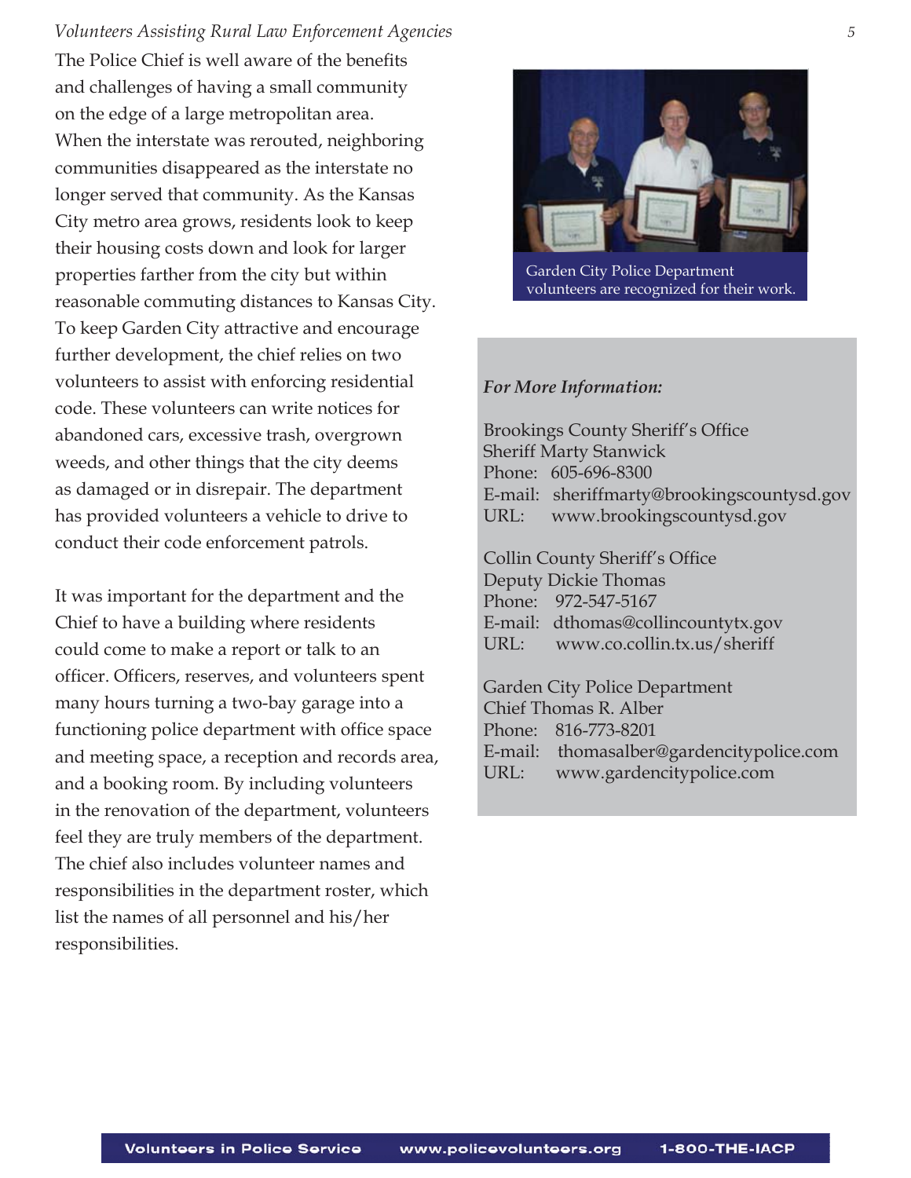The Police Chief is well aware of the benefits and challenges of having a small community on the edge of a large metropolitan area. When the interstate was rerouted, neighboring communities disappeared as the interstate no longer served that community. As the Kansas City metro area grows, residents look to keep their housing costs down and look for larger properties farther from the city but within reasonable commuting distances to Kansas City. To keep Garden City attractive and encourage further development, the chief relies on two volunteers to assist with enforcing residential code. These volunteers can write notices for abandoned cars, excessive trash, overgrown weeds, and other things that the city deems as damaged or in disrepair. The department has provided volunteers a vehicle to drive to conduct their code enforcement patrols.

It was important for the department and the Chief to have a building where residents could come to make a report or talk to an officer. Officers, reserves, and volunteers spent many hours turning a two-bay garage into a functioning police department with office space and meeting space, a reception and records area, and a booking room. By including volunteers in the renovation of the department, volunteers feel they are truly members of the department. The chief also includes volunteer names and responsibilities in the department roster, which list the names of all personnel and his/her responsibilities.

Garden City Police Department volunteers are recognized for their work.

***For More Information:***

Brookings County Sheriff's Office
Sheriff Marty Stanwick
Phone: 605-696-8300
E-mail: sheriffmarty@brookingscountysd.gov
URL: www.brookingscountysd.gov

Collin County Sheriff's Office
Deputy Dickie Thomas
Phone: 972-547-5167
E-mail: dthomas@collincountytx.gov
URL: www.co.collin.tx.us/sheriff

Garden City Police Department
Chief Thomas R. Alber
Phone: 816-773-8201
E-mail: thomasalber@gardencitypolice.com
URL: www.gardencitypolice.com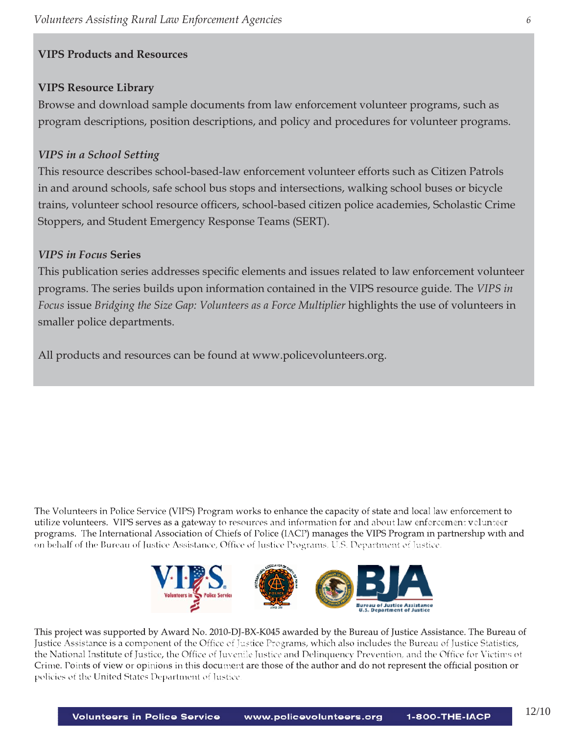## VIPS Products and Resources

### VIPS Resource Library

Browse and download sample documents from law enforcement volunteer programs, such as program descriptions, position descriptions, and policy and procedures for volunteer programs.

### *VIPS in a School Setting*

This resource describes school-based-law enforcement volunteer efforts such as Citizen Patrols in and around schools, safe school bus stops and intersections, walking school buses or bicycle trains, volunteer school resource officers, school-based citizen police academies, Scholastic Crime Stoppers, and Student Emergency Response Teams (SERT).

### *VIPS in Focus* Series

This publication series addresses specific elements and issues related to law enforcement volunteer programs. The series builds upon information contained in the VIPS resource guide. The *VIPS in Focus* issue *Bridging the Size Gap: Volunteers as a Force Multiplier* highlights the use of volunteers in smaller police departments.

All products and resources can be found at www.policevolunteers.org.

The Volunteers in Police Service (VIPS) Program works to enhance the capacity of state and local law enforcement to utilize volunteers. VIPS serves as a gateway to resources and information for and about law enforcement volunteer programs. The International Association of Chiefs of Police (IACP) manages the VIPS Program in partnership with and on behalf of the Bureau of Justice Assistance, Office of Justice Programs, U.S. Department of Justice.

This project was supported by Award No. 2010-DJ-BX-K045 awarded by the Bureau of Justice Assistance. The Bureau of Justice Assistance is a component of the Office of Justice Programs, which also includes the Bureau of Justice Statistics, the National Institute of Justice, the Office of Juvenile Justice and Delinquency Prevention, and the Office for Victims of Crime. Points of view or opinions in this document are those of the author and do not represent the official position or policies of the United States Department of Justice.

Volunteers in Police Service    www.policevolunteers.org    1-800-THE-IACP

12/10